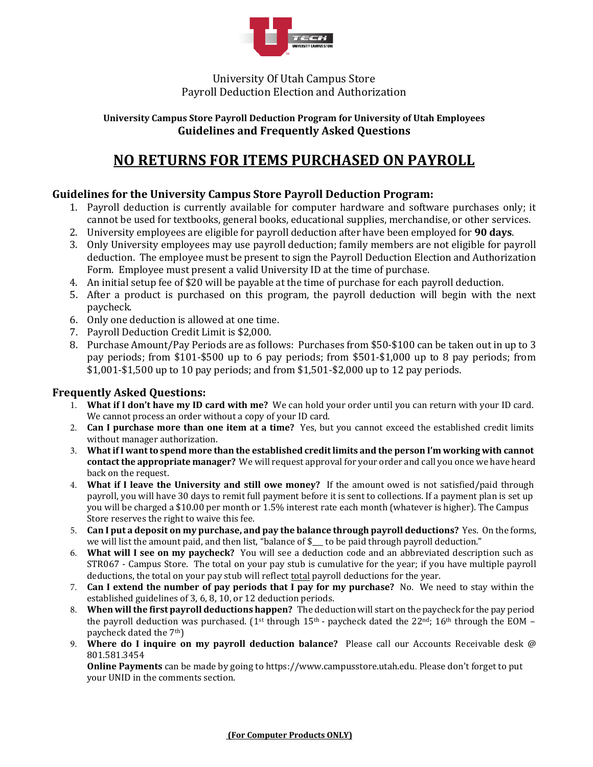University Of Utah Campus Store
Payroll Deduction Election and Authorization

**University Campus Store Payroll Deduction Program for University of Utah Employees**
**Guidelines and Frequently Asked Questions**

# NO RETURNS FOR ITEMS PURCHASED ON PAYROLL

## Guidelines for the University Campus Store Payroll Deduction Program:

1. Payroll deduction is currently available for computer hardware and software purchases only; it cannot be used for textbooks, general books, educational supplies, merchandise, or other services.
2. University employees are eligible for payroll deduction after have been employed for **90 days**.
3. Only University employees may use payroll deduction; family members are not eligible for payroll deduction. The employee must be present to sign the Payroll Deduction Election and Authorization Form. Employee must present a valid University ID at the time of purchase.
4. An initial setup fee of $20 will be payable at the time of purchase for each payroll deduction.
5. After a product is purchased on this program, the payroll deduction will begin with the next paycheck.
6. Only one deduction is allowed at one time.
7. Payroll Deduction Credit Limit is $2,000.
8. Purchase Amount/Pay Periods are as follows: Purchases from $50-$100 can be taken out in up to 3 pay periods; from $101-$500 up to 6 pay periods; from $501-$1,000 up to 8 pay periods; from $1,001-$1,500 up to 10 pay periods; and from $1,501-$2,000 up to 12 pay periods.

## Frequently Asked Questions:

1. **What if I don't have my ID card with me?** We can hold your order until you can return with your ID card. We cannot process an order without a copy of your ID card.
2. **Can I purchase more than one item at a time?** Yes, but you cannot exceed the established credit limits without manager authorization.
3. **What if I want to spend more than the established credit limits and the person I'm working with cannot contact the appropriate manager?** We will request approval for your order and call you once we have heard back on the request.
4. **What if I leave the University and still owe money?** If the amount owed is not satisfied/paid through payroll, you will have 30 days to remit full payment before it is sent to collections. If a payment plan is set up you will be charged a $10.00 per month or 1.5% interest rate each month (whatever is higher). The Campus Store reserves the right to waive this fee.
5. **Can I put a deposit on my purchase, and pay the balance through payroll deductions?** Yes. On the forms, we will list the amount paid, and then list, "balance of $___ to be paid through payroll deduction."
6. **What will I see on my paycheck?** You will see a deduction code and an abbreviated description such as STR067 - Campus Store. The total on your pay stub is cumulative for the year; if you have multiple payroll deductions, the total on your pay stub will reflect total payroll deductions for the year.
7. **Can I extend the number of pay periods that I pay for my purchase?** No. We need to stay within the established guidelines of 3, 6, 8, 10, or 12 deduction periods.
8. **When will the first payroll deductions happen?** The deduction will start on the paycheck for the pay period the payroll deduction was purchased. (1st through 15th - paycheck dated the 22nd; 16th through the EOM – paycheck dated the 7th)
9. **Where do I inquire on my payroll deduction balance?** Please call our Accounts Receivable desk @ 801.581.3454
   **Online Payments** can be made by going to https://www.campusstore.utah.edu. Please don't forget to put your UNID in the comments section.

**(For Computer Products ONLY)**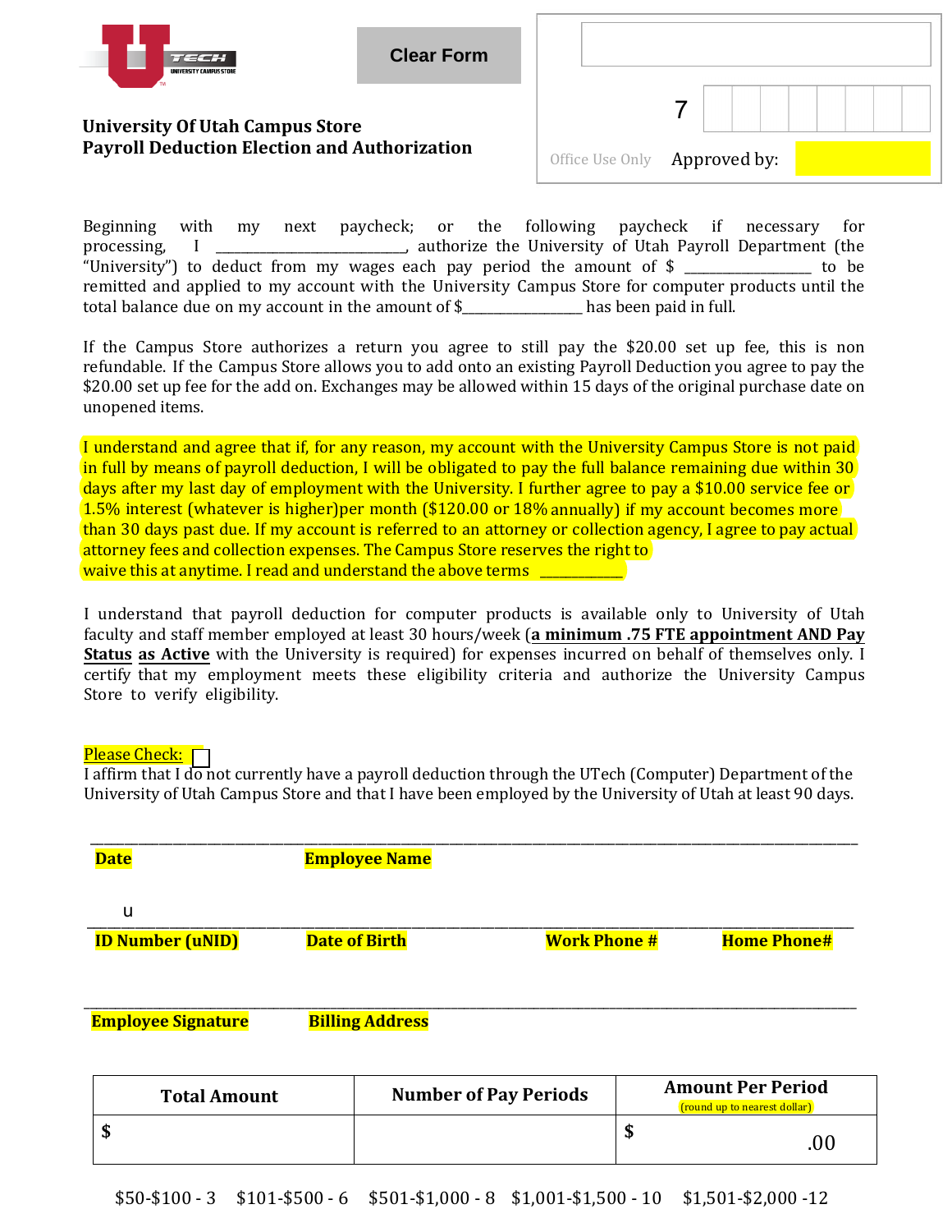Clear Form

Office Use Only

7

Approved by:

**University Of Utah Campus Store**
**Payroll Deduction Election and Authorization**

Beginning with my next paycheck; or the following paycheck if necessary for processing, I \_\_\_\_\_\_\_\_\_\_\_\_\_\_\_\_\_\_\_\_\_\_\_\_\_\_\_, authorize the University of Utah Payroll Department (the "University") to deduct from my wages each pay period the amount of $ \_\_\_\_\_\_\_\_\_\_\_\_\_\_\_\_\_\_\_ to be remitted and applied to my account with the University Campus Store for computer products until the total balance due on my account in the amount of $\_\_\_\_\_\_\_\_\_\_\_\_\_\_\_\_\_\_\_ has been paid in full.

If the Campus Store authorizes a return you agree to still pay the $20.00 set up fee, this is non refundable. If the Campus Store allows you to add onto an existing Payroll Deduction you agree to pay the $20.00 set up fee for the add on. Exchanges may be allowed within 15 days of the original purchase date on unopened items.

I understand and agree that if, for any reason, my account with the University Campus Store is not paid in full by means of payroll deduction, I will be obligated to pay the full balance remaining due within 30 days after my last day of employment with the University. I further agree to pay a $10.00 service fee or 1.5% interest (whatever is higher)per month ($120.00 or 18% annually) if my account becomes more than 30 days past due. If my account is referred to an attorney or collection agency, I agree to pay actual attorney fees and collection expenses. The Campus Store reserves the right to waive this at anytime. I read and understand the above terms \_\_\_\_\_\_\_\_\_\_\_\_

I understand that payroll deduction for computer products is available only to University of Utah faculty and staff member employed at least 30 hours/week (**a minimum .75 FTE appointment AND Pay Status as Active** with the University is required) for expenses incurred on behalf of themselves only. I certify that my employment meets these eligibility criteria and authorize the University Campus Store to verify eligibility.

Please Check: ☐
I affirm that I do not currently have a payroll deduction through the UTech (Computer) Department of the University of Utah Campus Store and that I have been employed by the University of Utah at least 90 days.

\_\_\_\_\_\_\_\_\_\_\_\_\_\_\_\_\_\_\_\_\_\_\_\_\_\_\_\_\_\_\_\_\_\_\_\_\_\_\_\_\_\_\_\_\_\_\_\_\_\_\_\_\_\_\_\_\_\_\_\_\_\_\_\_\_\_\_\_\_\_\_\_\_\_\_\_\_\_

**Date** **Employee Name**

u
\_\_\_\_\_\_\_\_\_\_\_\_\_\_\_\_\_\_\_\_\_\_\_\_\_\_\_\_\_\_\_\_\_\_\_\_\_\_\_\_\_\_\_\_\_\_\_\_\_\_\_\_\_\_\_\_\_\_\_\_\_\_\_\_\_\_\_\_\_\_\_\_\_\_\_\_\_\_

**ID Number (uNID)** **Date of Birth** **Work Phone #** **Home Phone#**

\_\_\_\_\_\_\_\_\_\_\_\_\_\_\_\_\_\_\_\_\_\_\_\_\_\_\_\_\_\_\_\_\_\_\_\_\_\_\_\_\_\_\_\_\_\_\_\_\_\_\_\_\_\_\_\_\_\_\_\_\_\_\_\_\_\_\_\_\_\_\_\_\_\_\_\_\_\_

**Employee Signature** **Billing Address**

| Total Amount | Number of Pay Periods | Amount Per Period (round up to nearest dollar) |
|---|---|---|
| $ | | $ .00 |

$50-$100 - 3 $101-$500 - 6 $501-$1,000 - 8 $1,001-$1,500 - 10 $1,501-$2,000 -12